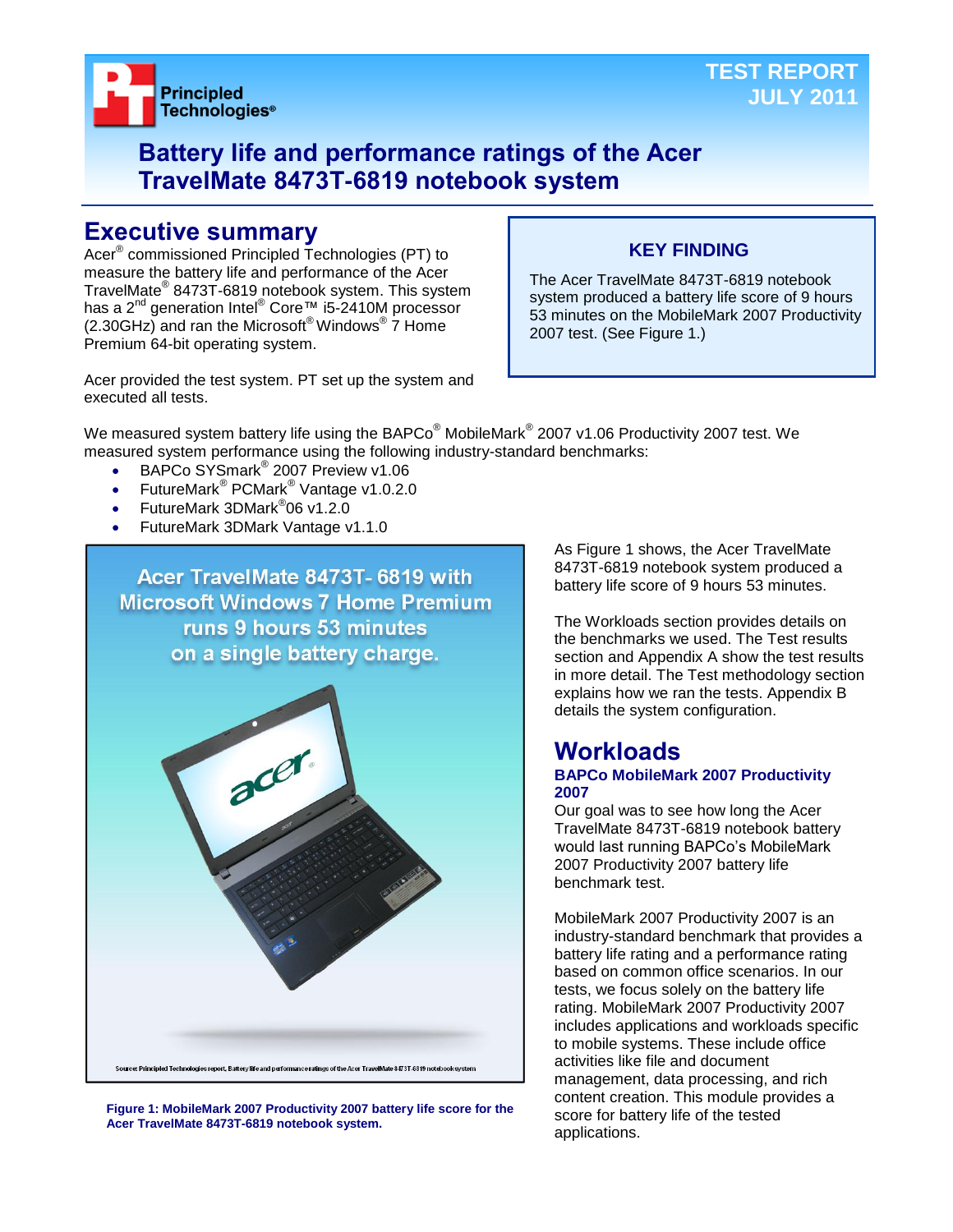TEST REPORT
JULY 2011

# Battery life and performance ratings of the Acer TravelMate 8473T-6819 notebook system

## Executive summary

Acer® commissioned Principled Technologies (PT) to measure the battery life and performance of the Acer TravelMate® 8473T-6819 notebook system. This system has a 2nd generation Intel® Core™ i5-2410M processor (2.30GHz) and ran the Microsoft® Windows® 7 Home Premium 64-bit operating system.

Acer provided the test system. PT set up the system and executed all tests.

### KEY FINDING

The Acer TravelMate 8473T-6819 notebook system produced a battery life score of 9 hours 53 minutes on the MobileMark 2007 Productivity 2007 test. (See Figure 1.)

We measured system battery life using the BAPCo® MobileMark® 2007 v1.06 Productivity 2007 test. We measured system performance using the following industry-standard benchmarks:

- BAPCo SYSmark® 2007 Preview v1.06
- FutureMark® PCMark® Vantage v1.0.2.0
- FutureMark 3DMark®06 v1.2.0
- FutureMark 3DMark Vantage v1.1.0

Acer TravelMate 8473T- 6819 with Microsoft Windows 7 Home Premium runs 9 hours 53 minutes on a single battery charge.

Source: Principled Technologies report, Battery life and performance ratings of the Acer TravelMate 8473T-6819 notebook system

**Figure 1: MobileMark 2007 Productivity 2007 battery life score for the Acer TravelMate 8473T-6819 notebook system.**

As Figure 1 shows, the Acer TravelMate 8473T-6819 notebook system produced a battery life score of 9 hours 53 minutes.

The Workloads section provides details on the benchmarks we used. The Test results section and Appendix A show the test results in more detail. The Test methodology section explains how we ran the tests. Appendix B details the system configuration.

## Workloads

### BAPCo MobileMark 2007 Productivity 2007

Our goal was to see how long the Acer TravelMate 8473T-6819 notebook battery would last running BAPCo's MobileMark 2007 Productivity 2007 battery life benchmark test.

MobileMark 2007 Productivity 2007 is an industry-standard benchmark that provides a battery life rating and a performance rating based on common office scenarios. In our tests, we focus solely on the battery life rating. MobileMark 2007 Productivity 2007 includes applications and workloads specific to mobile systems. These include office activities like file and document management, data processing, and rich content creation. This module provides a score for battery life of the tested applications.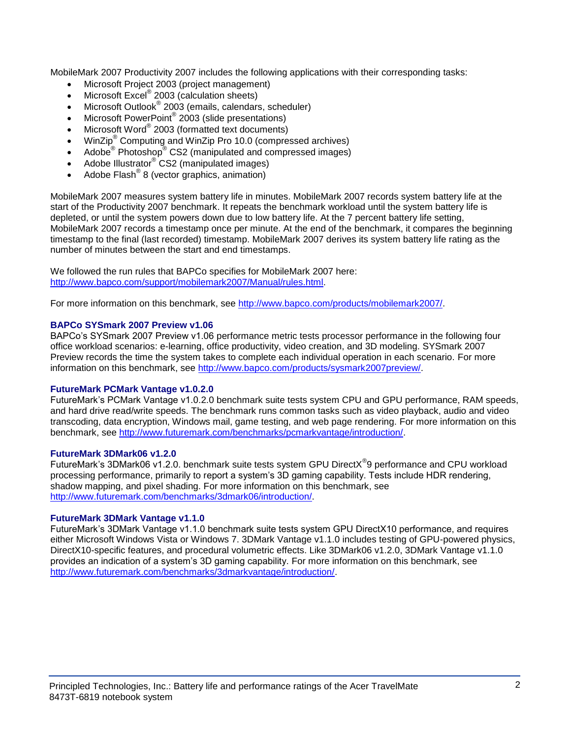MobileMark 2007 Productivity 2007 includes the following applications with their corresponding tasks:

- Microsoft Project 2003 (project management)
- Microsoft Excel® 2003 (calculation sheets)
- Microsoft Outlook® 2003 (emails, calendars, scheduler)
- Microsoft PowerPoint® 2003 (slide presentations)
- Microsoft Word® 2003 (formatted text documents)
- WinZip® Computing and WinZip Pro 10.0 (compressed archives)
- Adobe® Photoshop® CS2 (manipulated and compressed images)
- Adobe Illustrator® CS2 (manipulated images)
- Adobe Flash® 8 (vector graphics, animation)

MobileMark 2007 measures system battery life in minutes. MobileMark 2007 records system battery life at the start of the Productivity 2007 benchmark. It repeats the benchmark workload until the system battery life is depleted, or until the system powers down due to low battery life. At the 7 percent battery life setting, MobileMark 2007 records a timestamp once per minute. At the end of the benchmark, it compares the beginning timestamp to the final (last recorded) timestamp. MobileMark 2007 derives its system battery life rating as the number of minutes between the start and end timestamps.

We followed the run rules that BAPCo specifies for MobileMark 2007 here: http://www.bapco.com/support/mobilemark2007/Manual/rules.html.

For more information on this benchmark, see http://www.bapco.com/products/mobilemark2007/.

### BAPCo SYSmark 2007 Preview v1.06

BAPCo's SYSmark 2007 Preview v1.06 performance metric tests processor performance in the following four office workload scenarios: e-learning, office productivity, video creation, and 3D modeling. SYSmark 2007 Preview records the time the system takes to complete each individual operation in each scenario. For more information on this benchmark, see http://www.bapco.com/products/sysmark2007preview/.

### FutureMark PCMark Vantage v1.0.2.0

FutureMark's PCMark Vantage v1.0.2.0 benchmark suite tests system CPU and GPU performance, RAM speeds, and hard drive read/write speeds. The benchmark runs common tasks such as video playback, audio and video transcoding, data encryption, Windows mail, game testing, and web page rendering. For more information on this benchmark, see http://www.futuremark.com/benchmarks/pcmarkvantage/introduction/.

### FutureMark 3DMark06 v1.2.0

FutureMark's 3DMark06 v1.2.0. benchmark suite tests system GPU DirectX®9 performance and CPU workload processing performance, primarily to report a system's 3D gaming capability. Tests include HDR rendering, shadow mapping, and pixel shading. For more information on this benchmark, see http://www.futuremark.com/benchmarks/3dmark06/introduction/.

### FutureMark 3DMark Vantage v1.1.0

FutureMark's 3DMark Vantage v1.1.0 benchmark suite tests system GPU DirectX10 performance, and requires either Microsoft Windows Vista or Windows 7. 3DMark Vantage v1.1.0 includes testing of GPU-powered physics, DirectX10-specific features, and procedural volumetric effects. Like 3DMark06 v1.2.0, 3DMark Vantage v1.1.0 provides an indication of a system's 3D gaming capability. For more information on this benchmark, see http://www.futuremark.com/benchmarks/3dmarkvantage/introduction/.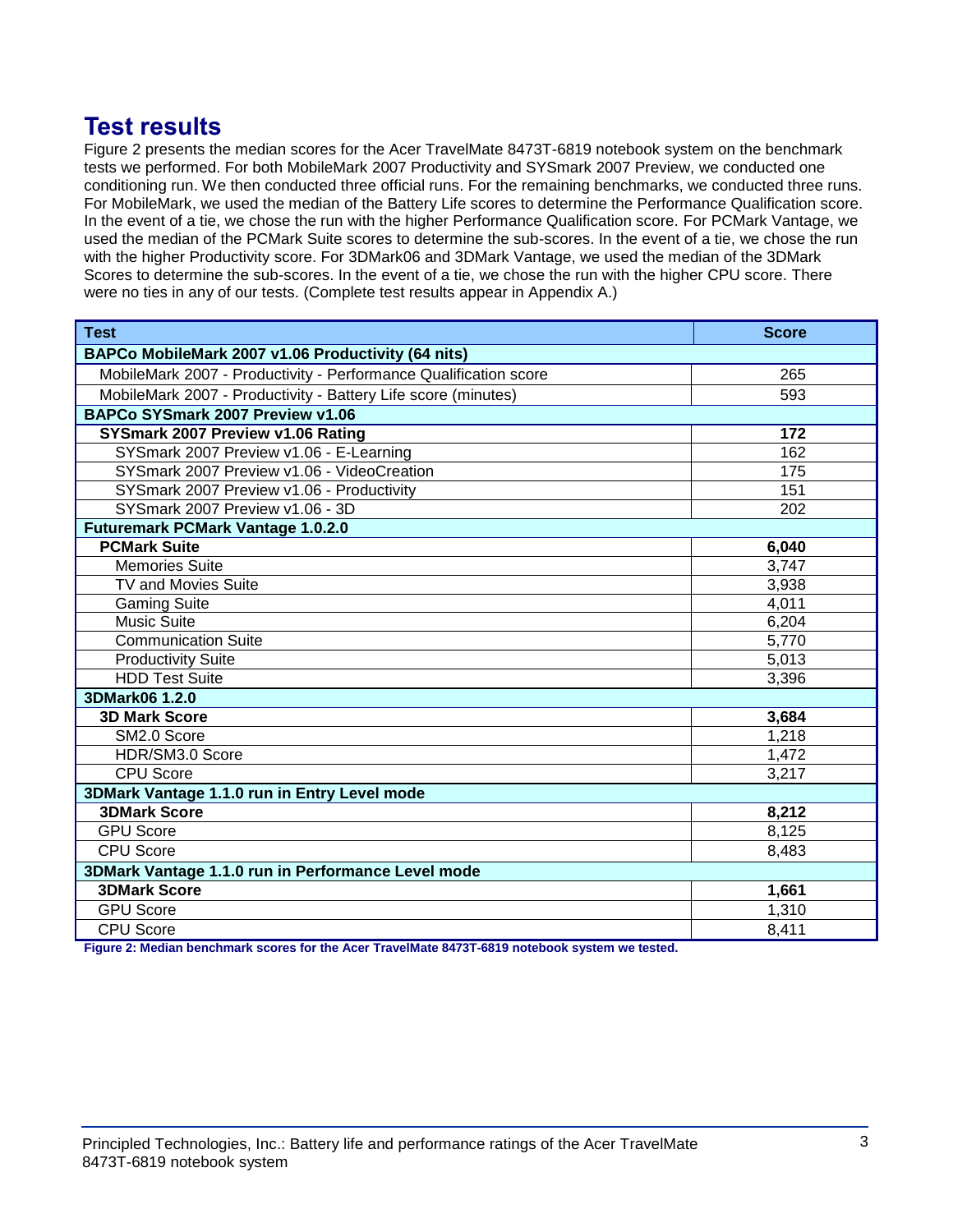## Test results

Figure 2 presents the median scores for the Acer TravelMate 8473T-6819 notebook system on the benchmark tests we performed. For both MobileMark 2007 Productivity and SYSmark 2007 Preview, we conducted one conditioning run. We then conducted three official runs. For the remaining benchmarks, we conducted three runs. For MobileMark, we used the median of the Battery Life scores to determine the Performance Qualification score. In the event of a tie, we chose the run with the higher Performance Qualification score. For PCMark Vantage, we used the median of the PCMark Suite scores to determine the sub-scores. In the event of a tie, we chose the run with the higher Productivity score. For 3DMark06 and 3DMark Vantage, we used the median of the 3DMark Scores to determine the sub-scores. In the event of a tie, we chose the run with the higher CPU score. There were no ties in any of our tests. (Complete test results appear in Appendix A.)

| Test | Score |
|---|---|
| **BAPCo MobileMark 2007 v1.06 Productivity (64 nits)** | |
| MobileMark 2007 - Productivity - Performance Qualification score | 265 |
| MobileMark 2007 - Productivity - Battery Life score (minutes) | 593 |
| **BAPCo SYSmark 2007 Preview v1.06** | |
| **SYSmark 2007 Preview v1.06 Rating** | **172** |
| SYSmark 2007 Preview v1.06 - E-Learning | 162 |
| SYSmark 2007 Preview v1.06 - VideoCreation | 175 |
| SYSmark 2007 Preview v1.06 - Productivity | 151 |
| SYSmark 2007 Preview v1.06 - 3D | 202 |
| **Futuremark PCMark Vantage 1.0.2.0** | |
| **PCMark Suite** | **6,040** |
| Memories Suite | 3,747 |
| TV and Movies Suite | 3,938 |
| Gaming Suite | 4,011 |
| Music Suite | 6,204 |
| Communication Suite | 5,770 |
| Productivity Suite | 5,013 |
| HDD Test Suite | 3,396 |
| **3DMark06 1.2.0** | |
| **3D Mark Score** | **3,684** |
| SM2.0 Score | 1,218 |
| HDR/SM3.0 Score | 1,472 |
| CPU Score | 3,217 |
| **3DMark Vantage 1.1.0 run in Entry Level mode** | |
| **3DMark Score** | **8,212** |
| GPU Score | 8,125 |
| CPU Score | 8,483 |
| **3DMark Vantage 1.1.0 run in Performance Level mode** | |
| **3DMark Score** | **1,661** |
| GPU Score | 1,310 |
| CPU Score | 8,411 |

**Figure 2: Median benchmark scores for the Acer TravelMate 8473T-6819 notebook system we tested.**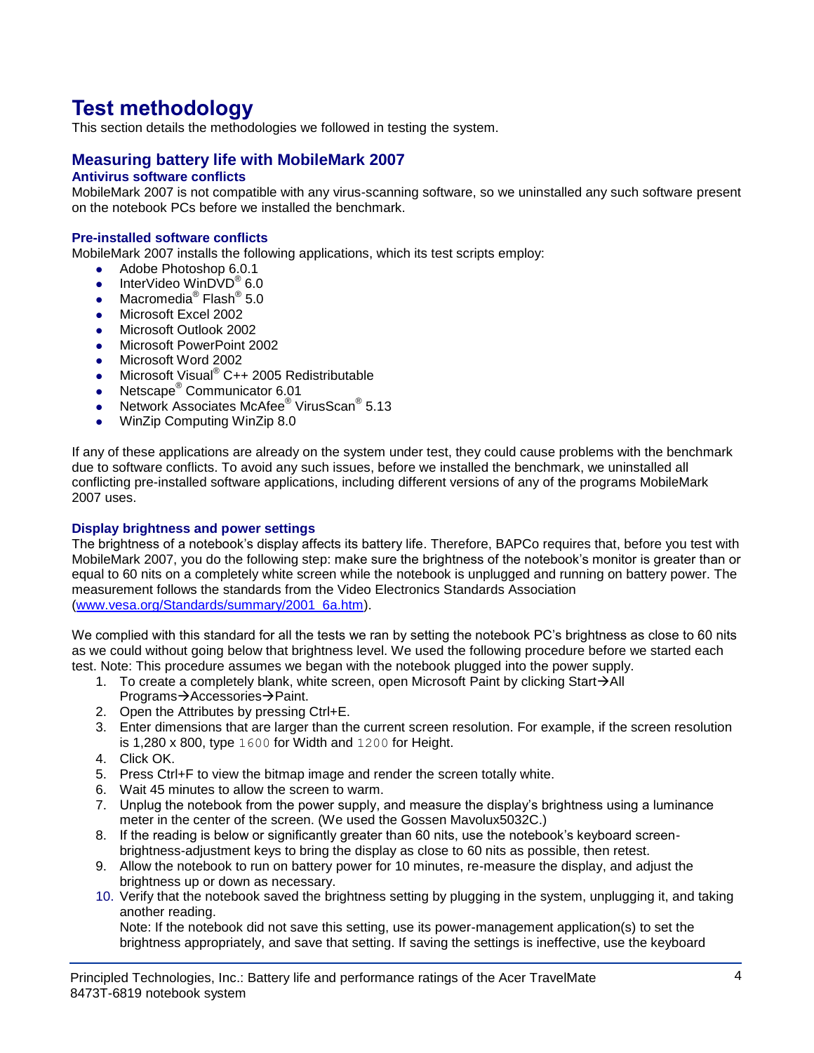# Test methodology

This section details the methodologies we followed in testing the system.

## Measuring battery life with MobileMark 2007

### Antivirus software conflicts

MobileMark 2007 is not compatible with any virus-scanning software, so we uninstalled any such software present on the notebook PCs before we installed the benchmark.

### Pre-installed software conflicts

MobileMark 2007 installs the following applications, which its test scripts employ:

- Adobe Photoshop 6.0.1
- InterVideo WinDVD® 6.0
- Macromedia® Flash® 5.0
- Microsoft Excel 2002
- Microsoft Outlook 2002
- Microsoft PowerPoint 2002
- Microsoft Word 2002
- Microsoft Visual® C++ 2005 Redistributable
- Netscape® Communicator 6.01
- Network Associates McAfee® VirusScan® 5.13
- WinZip Computing WinZip 8.0

If any of these applications are already on the system under test, they could cause problems with the benchmark due to software conflicts. To avoid any such issues, before we installed the benchmark, we uninstalled all conflicting pre-installed software applications, including different versions of any of the programs MobileMark 2007 uses.

### Display brightness and power settings

The brightness of a notebook's display affects its battery life. Therefore, BAPCo requires that, before you test with MobileMark 2007, you do the following step: make sure the brightness of the notebook's monitor is greater than or equal to 60 nits on a completely white screen while the notebook is unplugged and running on battery power. The measurement follows the standards from the Video Electronics Standards Association (www.vesa.org/Standards/summary/2001_6a.htm).

We complied with this standard for all the tests we ran by setting the notebook PC's brightness as close to 60 nits as we could without going below that brightness level. We used the following procedure before we started each test. Note: This procedure assumes we began with the notebook plugged into the power supply.

1. To create a completely blank, white screen, open Microsoft Paint by clicking Start→All Programs→Accessories→Paint.
2. Open the Attributes by pressing Ctrl+E.
3. Enter dimensions that are larger than the current screen resolution. For example, if the screen resolution is 1,280 x 800, type `1600` for Width and `1200` for Height.
4. Click OK.
5. Press Ctrl+F to view the bitmap image and render the screen totally white.
6. Wait 45 minutes to allow the screen to warm.
7. Unplug the notebook from the power supply, and measure the display's brightness using a luminance meter in the center of the screen. (We used the Gossen Mavolux5032C.)
8. If the reading is below or significantly greater than 60 nits, use the notebook's keyboard screen-brightness-adjustment keys to bring the display as close to 60 nits as possible, then retest.
9. Allow the notebook to run on battery power for 10 minutes, re-measure the display, and adjust the brightness up or down as necessary.
10. Verify that the notebook saved the brightness setting by plugging in the system, unplugging it, and taking another reading.
    Note: If the notebook did not save this setting, use its power-management application(s) to set the brightness appropriately, and save that setting. If saving the settings is ineffective, use the keyboard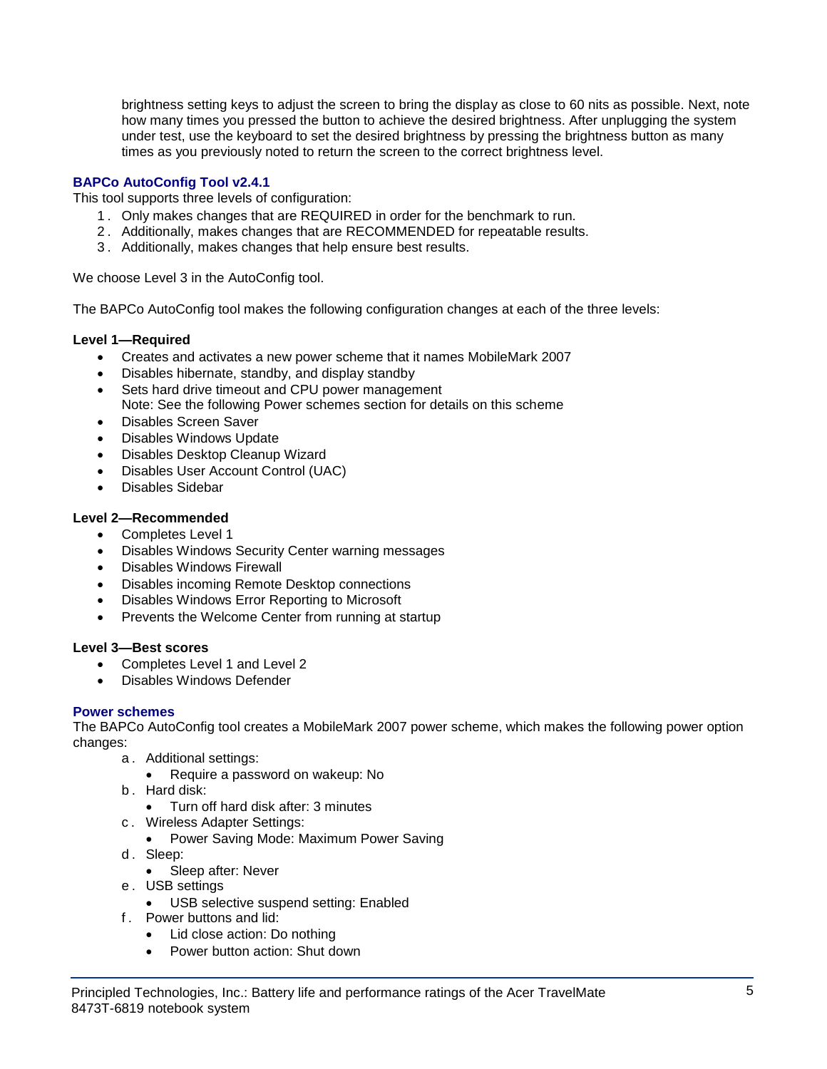brightness setting keys to adjust the screen to bring the display as close to 60 nits as possible. Next, note how many times you pressed the button to achieve the desired brightness. After unplugging the system under test, use the keyboard to set the desired brightness by pressing the brightness button as many times as you previously noted to return the screen to the correct brightness level.

## BAPCo AutoConfig Tool v2.4.1

This tool supports three levels of configuration:

1. Only makes changes that are REQUIRED in order for the benchmark to run.
2. Additionally, makes changes that are RECOMMENDED for repeatable results.
3. Additionally, makes changes that help ensure best results.

We choose Level 3 in the AutoConfig tool.

The BAPCo AutoConfig tool makes the following configuration changes at each of the three levels:

**Level 1—Required**

- Creates and activates a new power scheme that it names MobileMark 2007
- Disables hibernate, standby, and display standby
- Sets hard drive timeout and CPU power management
  Note: See the following Power schemes section for details on this scheme
- Disables Screen Saver
- Disables Windows Update
- Disables Desktop Cleanup Wizard
- Disables User Account Control (UAC)
- Disables Sidebar

**Level 2—Recommended**

- Completes Level 1
- Disables Windows Security Center warning messages
- Disables Windows Firewall
- Disables incoming Remote Desktop connections
- Disables Windows Error Reporting to Microsoft
- Prevents the Welcome Center from running at startup

**Level 3—Best scores**

- Completes Level 1 and Level 2
- Disables Windows Defender

## Power schemes

The BAPCo AutoConfig tool creates a MobileMark 2007 power scheme, which makes the following power option changes:

a. Additional settings:
   - Require a password on wakeup: No
b. Hard disk:
   - Turn off hard disk after: 3 minutes
c. Wireless Adapter Settings:
   - Power Saving Mode: Maximum Power Saving
d. Sleep:
   - Sleep after: Never
e. USB settings
   - USB selective suspend setting: Enabled
f. Power buttons and lid:
   - Lid close action: Do nothing
   - Power button action: Shut down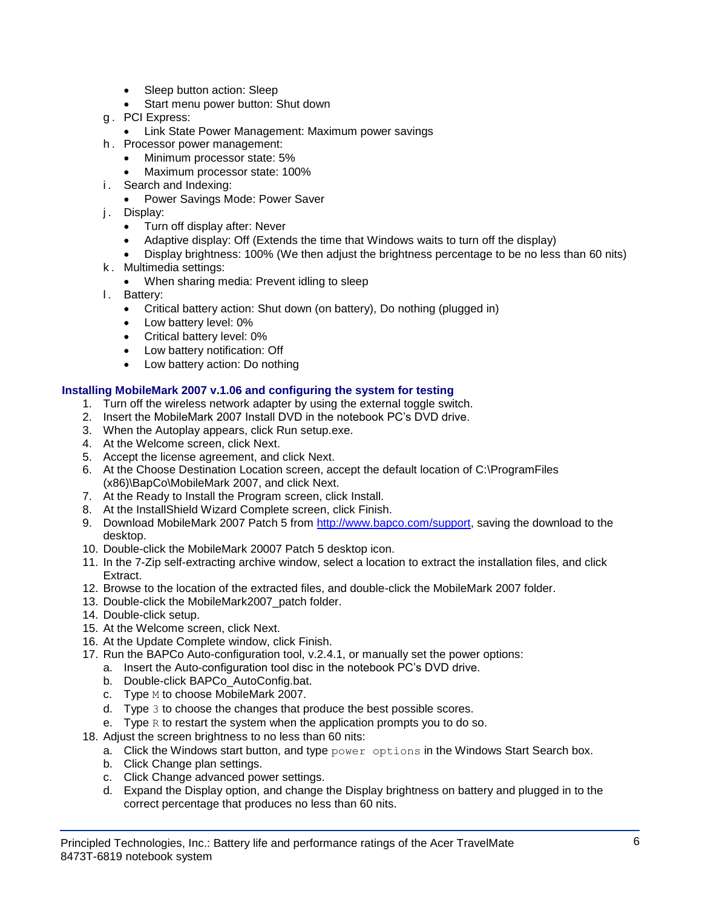- Sleep button action: Sleep
- Start menu power button: Shut down

g. PCI Express:
   - Link State Power Management: Maximum power savings

h. Processor power management:
   - Minimum processor state: 5%
   - Maximum processor state: 100%

i. Search and Indexing:
   - Power Savings Mode: Power Saver

j. Display:
   - Turn off display after: Never
   - Adaptive display: Off (Extends the time that Windows waits to turn off the display)
   - Display brightness: 100% (We then adjust the brightness percentage to be no less than 60 nits)

k. Multimedia settings:
   - When sharing media: Prevent idling to sleep

l. Battery:
   - Critical battery action: Shut down (on battery), Do nothing (plugged in)
   - Low battery level: 0%
   - Critical battery level: 0%
   - Low battery notification: Off
   - Low battery action: Do nothing

### Installing MobileMark 2007 v.1.06 and configuring the system for testing

1. Turn off the wireless network adapter by using the external toggle switch.
2. Insert the MobileMark 2007 Install DVD in the notebook PC's DVD drive.
3. When the Autoplay appears, click Run setup.exe.
4. At the Welcome screen, click Next.
5. Accept the license agreement, and click Next.
6. At the Choose Destination Location screen, accept the default location of C:\ProgramFiles (x86)\BapCo\MobileMark 2007, and click Next.
7. At the Ready to Install the Program screen, click Install.
8. At the InstallShield Wizard Complete screen, click Finish.
9. Download MobileMark 2007 Patch 5 from [http://www.bapco.com/support](http://www.bapco.com/support), saving the download to the desktop.
10. Double-click the MobileMark 20007 Patch 5 desktop icon.
11. In the 7-Zip self-extracting archive window, select a location to extract the installation files, and click Extract.
12. Browse to the location of the extracted files, and double-click the MobileMark 2007 folder.
13. Double-click the MobileMark2007_patch folder.
14. Double-click setup.
15. At the Welcome screen, click Next.
16. At the Update Complete window, click Finish.
17. Run the BAPCo Auto-configuration tool, v.2.4.1, or manually set the power options:
    a. Insert the Auto-configuration tool disc in the notebook PC's DVD drive.
    b. Double-click BAPCo_AutoConfig.bat.
    c. Type `M` to choose MobileMark 2007.
    d. Type `3` to choose the changes that produce the best possible scores.
    e. Type `R` to restart the system when the application prompts you to do so.
18. Adjust the screen brightness to no less than 60 nits:
    a. Click the Windows start button, and type `power options` in the Windows Start Search box.
    b. Click Change plan settings.
    c. Click Change advanced power settings.
    d. Expand the Display option, and change the Display brightness on battery and plugged in to the correct percentage that produces no less than 60 nits.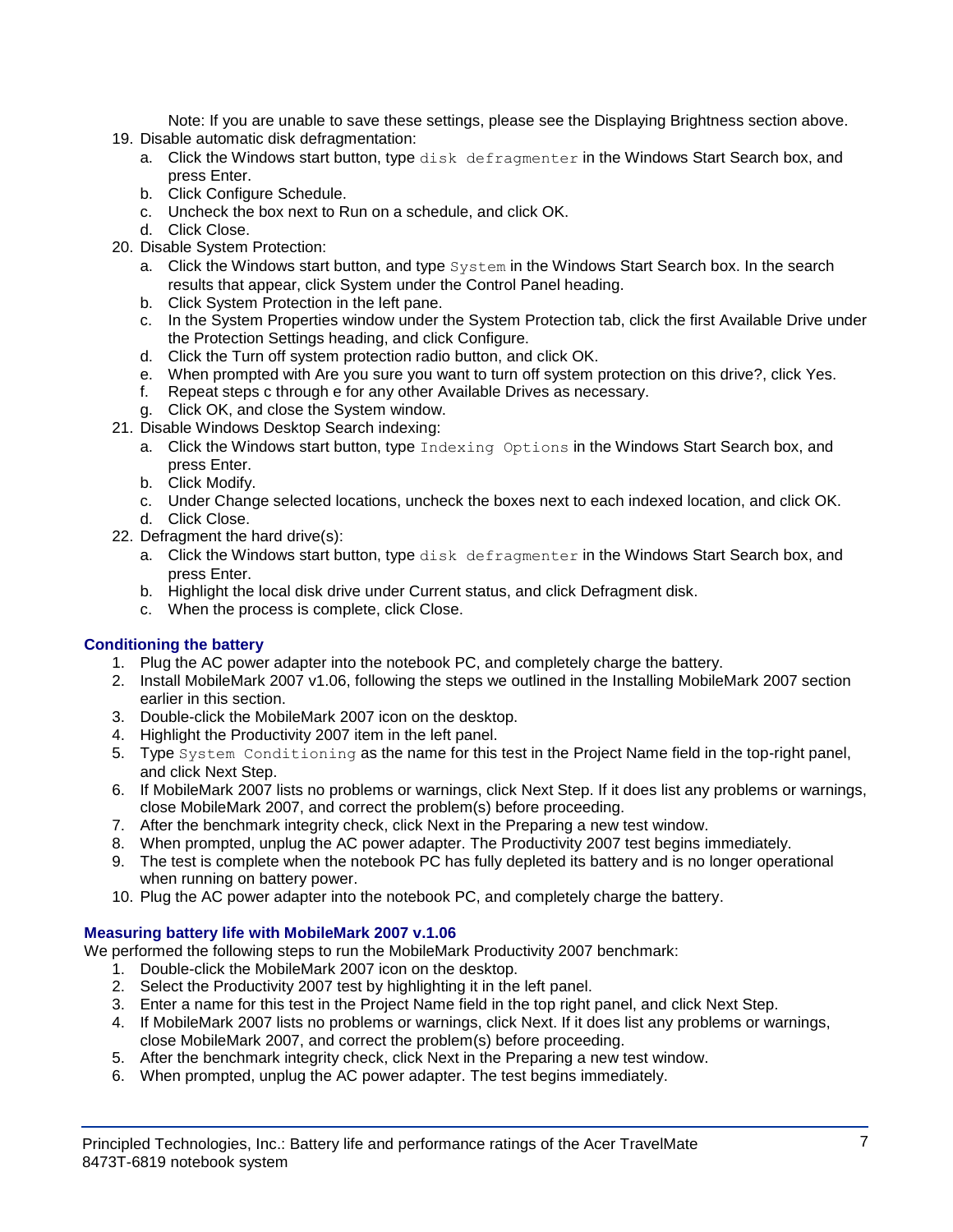Note: If you are unable to save these settings, please see the Displaying Brightness section above.

19. Disable automatic disk defragmentation:
    a. Click the Windows start button, type `disk defragmenter` in the Windows Start Search box, and press Enter.
    b. Click Configure Schedule.
    c. Uncheck the box next to Run on a schedule, and click OK.
    d. Click Close.
20. Disable System Protection:
    a. Click the Windows start button, and type `System` in the Windows Start Search box. In the search results that appear, click System under the Control Panel heading.
    b. Click System Protection in the left pane.
    c. In the System Properties window under the System Protection tab, click the first Available Drive under the Protection Settings heading, and click Configure.
    d. Click the Turn off system protection radio button, and click OK.
    e. When prompted with Are you sure you want to turn off system protection on this drive?, click Yes.
    f. Repeat steps c through e for any other Available Drives as necessary.
    g. Click OK, and close the System window.
21. Disable Windows Desktop Search indexing:
    a. Click the Windows start button, type `Indexing Options` in the Windows Start Search box, and press Enter.
    b. Click Modify.
    c. Under Change selected locations, uncheck the boxes next to each indexed location, and click OK.
    d. Click Close.
22. Defragment the hard drive(s):
    a. Click the Windows start button, type `disk defragmenter` in the Windows Start Search box, and press Enter.
    b. Highlight the local disk drive under Current status, and click Defragment disk.
    c. When the process is complete, click Close.

### Conditioning the battery

1. Plug the AC power adapter into the notebook PC, and completely charge the battery.
2. Install MobileMark 2007 v1.06, following the steps we outlined in the Installing MobileMark 2007 section earlier in this section.
3. Double-click the MobileMark 2007 icon on the desktop.
4. Highlight the Productivity 2007 item in the left panel.
5. Type `System Conditioning` as the name for this test in the Project Name field in the top-right panel, and click Next Step.
6. If MobileMark 2007 lists no problems or warnings, click Next Step. If it does list any problems or warnings, close MobileMark 2007, and correct the problem(s) before proceeding.
7. After the benchmark integrity check, click Next in the Preparing a new test window.
8. When prompted, unplug the AC power adapter. The Productivity 2007 test begins immediately.
9. The test is complete when the notebook PC has fully depleted its battery and is no longer operational when running on battery power.
10. Plug the AC power adapter into the notebook PC, and completely charge the battery.

### Measuring battery life with MobileMark 2007 v.1.06

We performed the following steps to run the MobileMark Productivity 2007 benchmark:

1. Double-click the MobileMark 2007 icon on the desktop.
2. Select the Productivity 2007 test by highlighting it in the left panel.
3. Enter a name for this test in the Project Name field in the top right panel, and click Next Step.
4. If MobileMark 2007 lists no problems or warnings, click Next. If it does list any problems or warnings, close MobileMark 2007, and correct the problem(s) before proceeding.
5. After the benchmark integrity check, click Next in the Preparing a new test window.
6. When prompted, unplug the AC power adapter. The test begins immediately.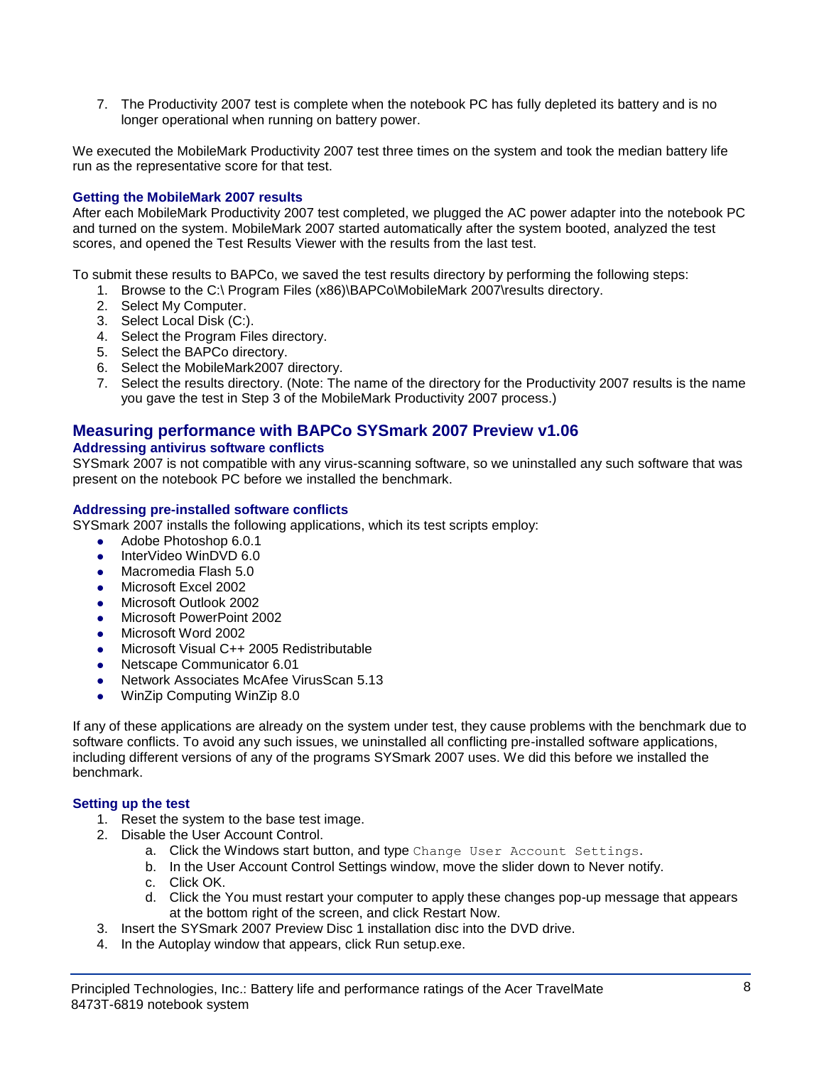7. The Productivity 2007 test is complete when the notebook PC has fully depleted its battery and is no longer operational when running on battery power.

We executed the MobileMark Productivity 2007 test three times on the system and took the median battery life run as the representative score for that test.

### Getting the MobileMark 2007 results

After each MobileMark Productivity 2007 test completed, we plugged the AC power adapter into the notebook PC and turned on the system. MobileMark 2007 started automatically after the system booted, analyzed the test scores, and opened the Test Results Viewer with the results from the last test.

To submit these results to BAPCo, we saved the test results directory by performing the following steps:

1. Browse to the C:\ Program Files (x86)\BAPCo\MobileMark 2007\results directory.
2. Select My Computer.
3. Select Local Disk (C:).
4. Select the Program Files directory.
5. Select the BAPCo directory.
6. Select the MobileMark2007 directory.
7. Select the results directory. (Note: The name of the directory for the Productivity 2007 results is the name you gave the test in Step 3 of the MobileMark Productivity 2007 process.)

## Measuring performance with BAPCo SYSmark 2007 Preview v1.06

### Addressing antivirus software conflicts

SYSmark 2007 is not compatible with any virus-scanning software, so we uninstalled any such software that was present on the notebook PC before we installed the benchmark.

### Addressing pre-installed software conflicts

SYSmark 2007 installs the following applications, which its test scripts employ:

- Adobe Photoshop 6.0.1
- InterVideo WinDVD 6.0
- Macromedia Flash 5.0
- Microsoft Excel 2002
- Microsoft Outlook 2002
- Microsoft PowerPoint 2002
- Microsoft Word 2002
- Microsoft Visual C++ 2005 Redistributable
- Netscape Communicator 6.01
- Network Associates McAfee VirusScan 5.13
- WinZip Computing WinZip 8.0

If any of these applications are already on the system under test, they cause problems with the benchmark due to software conflicts. To avoid any such issues, we uninstalled all conflicting pre-installed software applications, including different versions of any of the programs SYSmark 2007 uses. We did this before we installed the benchmark.

### Setting up the test

1. Reset the system to the base test image.
2. Disable the User Account Control.
   a. Click the Windows start button, and type `Change User Account Settings`.
   b. In the User Account Control Settings window, move the slider down to Never notify.
   c. Click OK.
   d. Click the You must restart your computer to apply these changes pop-up message that appears at the bottom right of the screen, and click Restart Now.
3. Insert the SYSmark 2007 Preview Disc 1 installation disc into the DVD drive.
4. In the Autoplay window that appears, click Run setup.exe.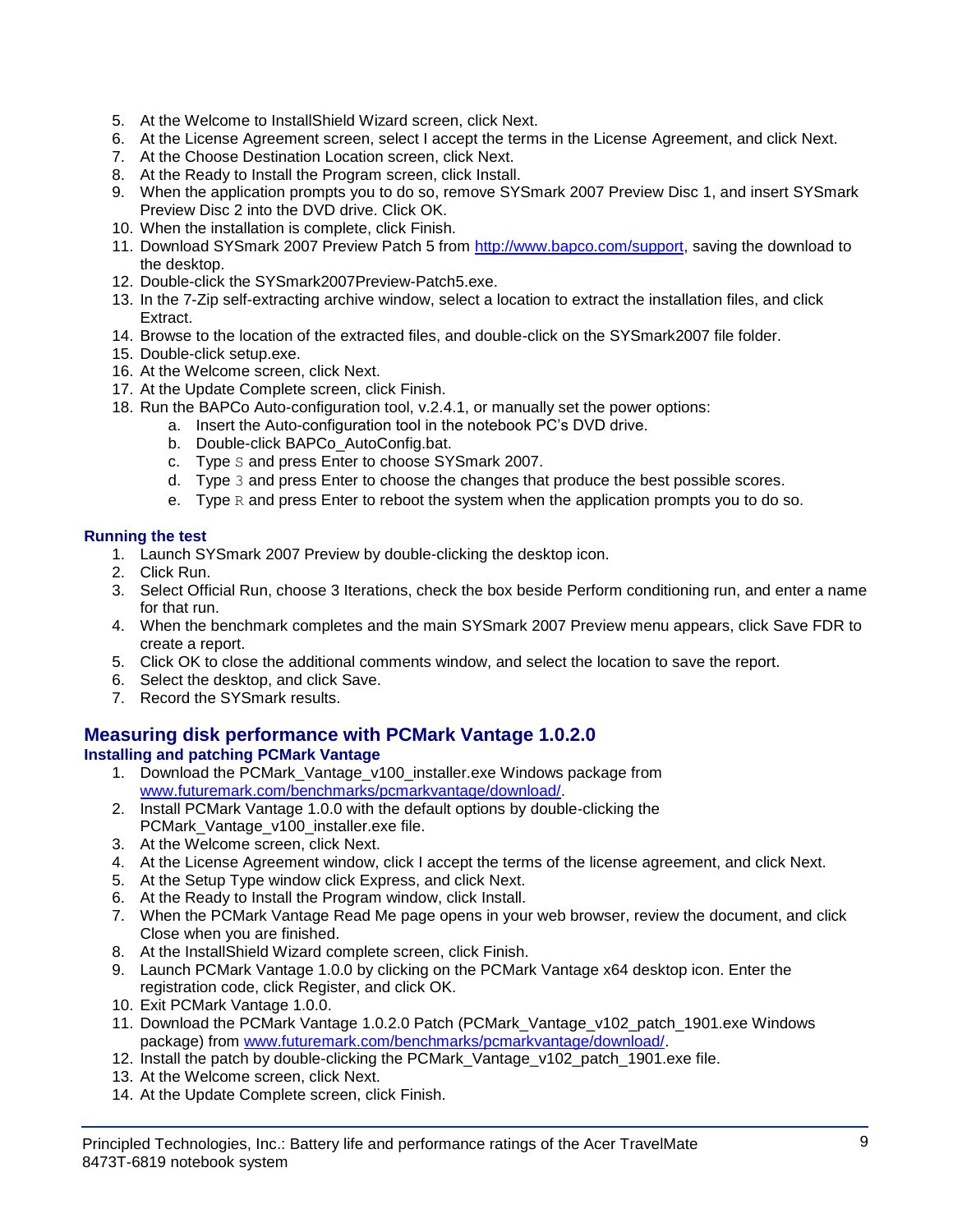5. At the Welcome to InstallShield Wizard screen, click Next.
6. At the License Agreement screen, select I accept the terms in the License Agreement, and click Next.
7. At the Choose Destination Location screen, click Next.
8. At the Ready to Install the Program screen, click Install.
9. When the application prompts you to do so, remove SYSmark 2007 Preview Disc 1, and insert SYSmark Preview Disc 2 into the DVD drive. Click OK.
10. When the installation is complete, click Finish.
11. Download SYSmark 2007 Preview Patch 5 from http://www.bapco.com/support, saving the download to the desktop.
12. Double-click the SYSmark2007Preview-Patch5.exe.
13. In the 7-Zip self-extracting archive window, select a location to extract the installation files, and click Extract.
14. Browse to the location of the extracted files, and double-click on the SYSmark2007 file folder.
15. Double-click setup.exe.
16. At the Welcome screen, click Next.
17. At the Update Complete screen, click Finish.
18. Run the BAPCo Auto-configuration tool, v.2.4.1, or manually set the power options:
    a. Insert the Auto-configuration tool in the notebook PC's DVD drive.
    b. Double-click BAPCo_AutoConfig.bat.
    c. Type `S` and press Enter to choose SYSmark 2007.
    d. Type `3` and press Enter to choose the changes that produce the best possible scores.
    e. Type `R` and press Enter to reboot the system when the application prompts you to do so.

### Running the test

1. Launch SYSmark 2007 Preview by double-clicking the desktop icon.
2. Click Run.
3. Select Official Run, choose 3 Iterations, check the box beside Perform conditioning run, and enter a name for that run.
4. When the benchmark completes and the main SYSmark 2007 Preview menu appears, click Save FDR to create a report.
5. Click OK to close the additional comments window, and select the location to save the report.
6. Select the desktop, and click Save.
7. Record the SYSmark results.

## Measuring disk performance with PCMark Vantage 1.0.2.0

### Installing and patching PCMark Vantage

1. Download the PCMark_Vantage_v100_installer.exe Windows package from www.futuremark.com/benchmarks/pcmarkvantage/download/.
2. Install PCMark Vantage 1.0.0 with the default options by double-clicking the PCMark_Vantage_v100_installer.exe file.
3. At the Welcome screen, click Next.
4. At the License Agreement window, click I accept the terms of the license agreement, and click Next.
5. At the Setup Type window click Express, and click Next.
6. At the Ready to Install the Program window, click Install.
7. When the PCMark Vantage Read Me page opens in your web browser, review the document, and click Close when you are finished.
8. At the InstallShield Wizard complete screen, click Finish.
9. Launch PCMark Vantage 1.0.0 by clicking on the PCMark Vantage x64 desktop icon. Enter the registration code, click Register, and click OK.
10. Exit PCMark Vantage 1.0.0.
11. Download the PCMark Vantage 1.0.2.0 Patch (PCMark_Vantage_v102_patch_1901.exe Windows package) from www.futuremark.com/benchmarks/pcmarkvantage/download/.
12. Install the patch by double-clicking the PCMark_Vantage_v102_patch_1901.exe file.
13. At the Welcome screen, click Next.
14. At the Update Complete screen, click Finish.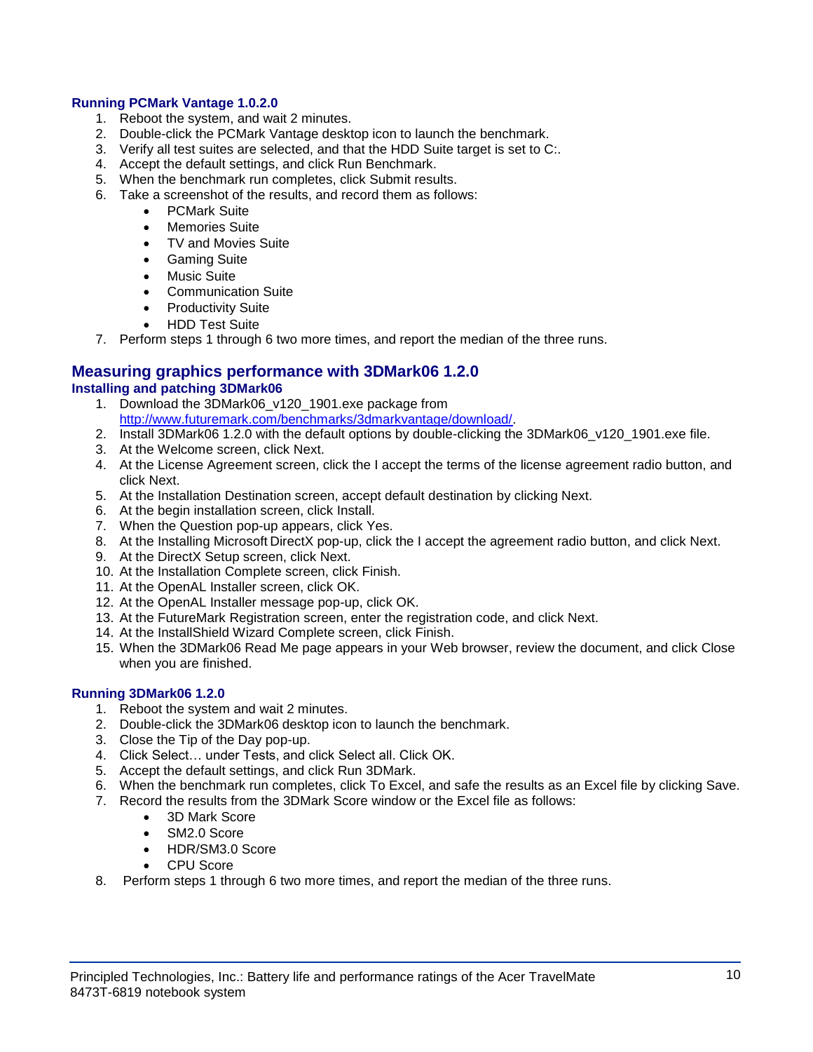### Running PCMark Vantage 1.0.2.0

1. Reboot the system, and wait 2 minutes.
2. Double-click the PCMark Vantage desktop icon to launch the benchmark.
3. Verify all test suites are selected, and that the HDD Suite target is set to C:.
4. Accept the default settings, and click Run Benchmark.
5. When the benchmark run completes, click Submit results.
6. Take a screenshot of the results, and record them as follows:
   - PCMark Suite
   - Memories Suite
   - TV and Movies Suite
   - Gaming Suite
   - Music Suite
   - Communication Suite
   - Productivity Suite
   - HDD Test Suite
7. Perform steps 1 through 6 two more times, and report the median of the three runs.

## Measuring graphics performance with 3DMark06 1.2.0

### Installing and patching 3DMark06

1. Download the 3DMark06_v120_1901.exe package from http://www.futuremark.com/benchmarks/3dmarkvantage/download/.
2. Install 3DMark06 1.2.0 with the default options by double-clicking the 3DMark06_v120_1901.exe file.
3. At the Welcome screen, click Next.
4. At the License Agreement screen, click the I accept the terms of the license agreement radio button, and click Next.
5. At the Installation Destination screen, accept default destination by clicking Next.
6. At the begin installation screen, click Install.
7. When the Question pop-up appears, click Yes.
8. At the Installing Microsoft DirectX pop-up, click the I accept the agreement radio button, and click Next.
9. At the DirectX Setup screen, click Next.
10. At the Installation Complete screen, click Finish.
11. At the OpenAL Installer screen, click OK.
12. At the OpenAL Installer message pop-up, click OK.
13. At the FutureMark Registration screen, enter the registration code, and click Next.
14. At the InstallShield Wizard Complete screen, click Finish.
15. When the 3DMark06 Read Me page appears in your Web browser, review the document, and click Close when you are finished.

### Running 3DMark06 1.2.0

1. Reboot the system and wait 2 minutes.
2. Double-click the 3DMark06 desktop icon to launch the benchmark.
3. Close the Tip of the Day pop-up.
4. Click Select… under Tests, and click Select all. Click OK.
5. Accept the default settings, and click Run 3DMark.
6. When the benchmark run completes, click To Excel, and safe the results as an Excel file by clicking Save.
7. Record the results from the 3DMark Score window or the Excel file as follows:
   - 3D Mark Score
   - SM2.0 Score
   - HDR/SM3.0 Score
   - CPU Score
8. Perform steps 1 through 6 two more times, and report the median of the three runs.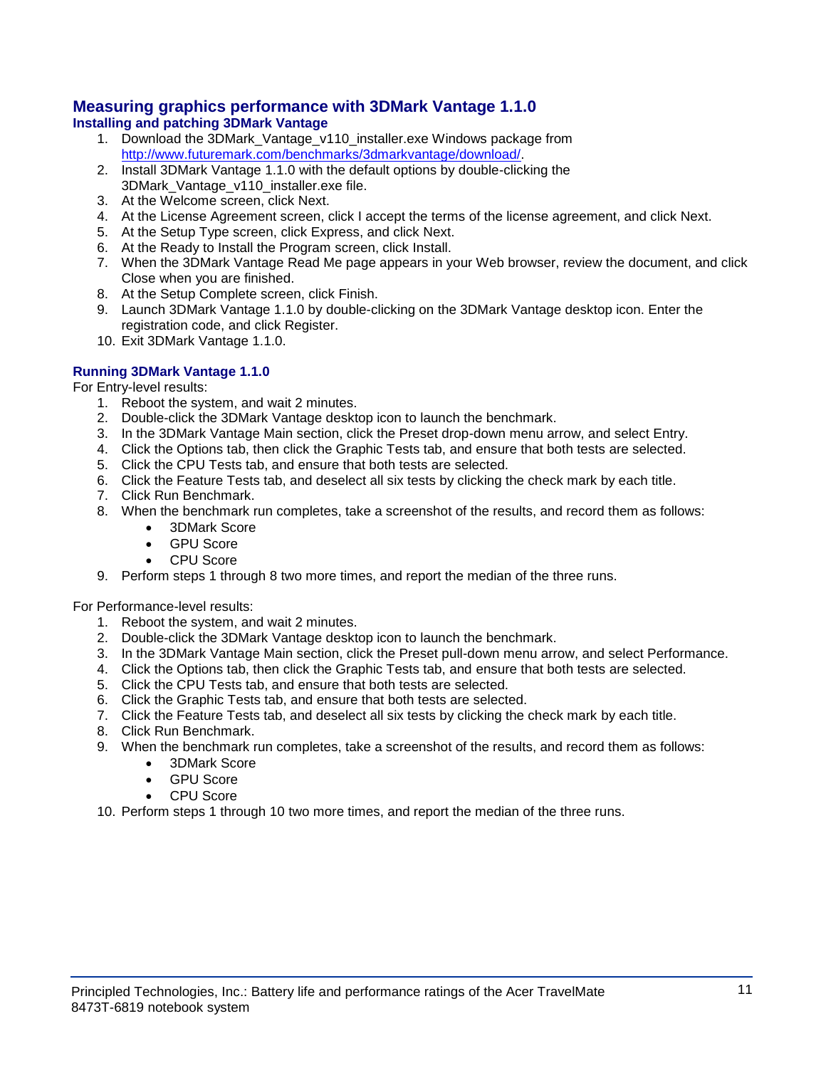## Measuring graphics performance with 3DMark Vantage 1.1.0

### Installing and patching 3DMark Vantage

1. Download the 3DMark_Vantage_v110_installer.exe Windows package from http://www.futuremark.com/benchmarks/3dmarkvantage/download/.
2. Install 3DMark Vantage 1.1.0 with the default options by double-clicking the 3DMark_Vantage_v110_installer.exe file.
3. At the Welcome screen, click Next.
4. At the License Agreement screen, click I accept the terms of the license agreement, and click Next.
5. At the Setup Type screen, click Express, and click Next.
6. At the Ready to Install the Program screen, click Install.
7. When the 3DMark Vantage Read Me page appears in your Web browser, review the document, and click Close when you are finished.
8. At the Setup Complete screen, click Finish.
9. Launch 3DMark Vantage 1.1.0 by double-clicking on the 3DMark Vantage desktop icon. Enter the registration code, and click Register.
10. Exit 3DMark Vantage 1.1.0.

### Running 3DMark Vantage 1.1.0

For Entry-level results:

1. Reboot the system, and wait 2 minutes.
2. Double-click the 3DMark Vantage desktop icon to launch the benchmark.
3. In the 3DMark Vantage Main section, click the Preset drop-down menu arrow, and select Entry.
4. Click the Options tab, then click the Graphic Tests tab, and ensure that both tests are selected.
5. Click the CPU Tests tab, and ensure that both tests are selected.
6. Click the Feature Tests tab, and deselect all six tests by clicking the check mark by each title.
7. Click Run Benchmark.
8. When the benchmark run completes, take a screenshot of the results, and record them as follows:
    - 3DMark Score
    - GPU Score
    - CPU Score
9. Perform steps 1 through 8 two more times, and report the median of the three runs.

For Performance-level results:

1. Reboot the system, and wait 2 minutes.
2. Double-click the 3DMark Vantage desktop icon to launch the benchmark.
3. In the 3DMark Vantage Main section, click the Preset pull-down menu arrow, and select Performance.
4. Click the Options tab, then click the Graphic Tests tab, and ensure that both tests are selected.
5. Click the CPU Tests tab, and ensure that both tests are selected.
6. Click the Graphic Tests tab, and ensure that both tests are selected.
7. Click the Feature Tests tab, and deselect all six tests by clicking the check mark by each title.
8. Click Run Benchmark.
9. When the benchmark run completes, take a screenshot of the results, and record them as follows:
    - 3DMark Score
    - GPU Score
    - CPU Score
10. Perform steps 1 through 10 two more times, and report the median of the three runs.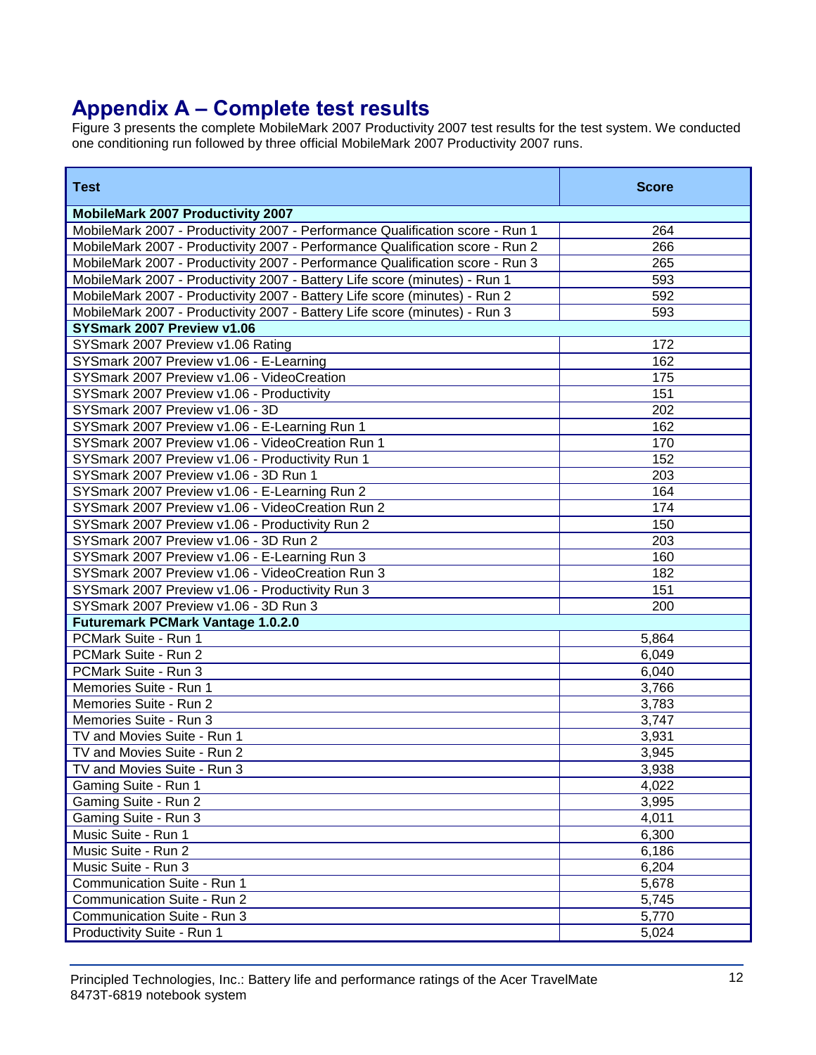## Appendix A – Complete test results

Figure 3 presents the complete MobileMark 2007 Productivity 2007 test results for the test system. We conducted one conditioning run followed by three official MobileMark 2007 Productivity 2007 runs.

| Test | Score |
|---|---|
| **MobileMark 2007 Productivity 2007** | |
| MobileMark 2007 - Productivity 2007 - Performance Qualification score - Run 1 | 264 |
| MobileMark 2007 - Productivity 2007 - Performance Qualification score - Run 2 | 266 |
| MobileMark 2007 - Productivity 2007 - Performance Qualification score - Run 3 | 265 |
| MobileMark 2007 - Productivity 2007 - Battery Life score (minutes) - Run 1 | 593 |
| MobileMark 2007 - Productivity 2007 - Battery Life score (minutes) - Run 2 | 592 |
| MobileMark 2007 - Productivity 2007 - Battery Life score (minutes) - Run 3 | 593 |
| **SYSmark 2007 Preview v1.06** | |
| SYSmark 2007 Preview v1.06 Rating | 172 |
| SYSmark 2007 Preview v1.06 - E-Learning | 162 |
| SYSmark 2007 Preview v1.06 - VideoCreation | 175 |
| SYSmark 2007 Preview v1.06 - Productivity | 151 |
| SYSmark 2007 Preview v1.06 - 3D | 202 |
| SYSmark 2007 Preview v1.06 - E-Learning Run 1 | 162 |
| SYSmark 2007 Preview v1.06 - VideoCreation Run 1 | 170 |
| SYSmark 2007 Preview v1.06 - Productivity Run 1 | 152 |
| SYSmark 2007 Preview v1.06 - 3D Run 1 | 203 |
| SYSmark 2007 Preview v1.06 - E-Learning Run 2 | 164 |
| SYSmark 2007 Preview v1.06 - VideoCreation Run 2 | 174 |
| SYSmark 2007 Preview v1.06 - Productivity Run 2 | 150 |
| SYSmark 2007 Preview v1.06 - 3D Run 2 | 203 |
| SYSmark 2007 Preview v1.06 - E-Learning Run 3 | 160 |
| SYSmark 2007 Preview v1.06 - VideoCreation Run 3 | 182 |
| SYSmark 2007 Preview v1.06 - Productivity Run 3 | 151 |
| SYSmark 2007 Preview v1.06 - 3D Run 3 | 200 |
| **Futuremark PCMark Vantage 1.0.2.0** | |
| PCMark Suite - Run 1 | 5,864 |
| PCMark Suite - Run 2 | 6,049 |
| PCMark Suite - Run 3 | 6,040 |
| Memories Suite - Run 1 | 3,766 |
| Memories Suite - Run 2 | 3,783 |
| Memories Suite - Run 3 | 3,747 |
| TV and Movies Suite - Run 1 | 3,931 |
| TV and Movies Suite - Run 2 | 3,945 |
| TV and Movies Suite - Run 3 | 3,938 |
| Gaming Suite - Run 1 | 4,022 |
| Gaming Suite - Run 2 | 3,995 |
| Gaming Suite - Run 3 | 4,011 |
| Music Suite - Run 1 | 6,300 |
| Music Suite - Run 2 | 6,186 |
| Music Suite - Run 3 | 6,204 |
| Communication Suite - Run 1 | 5,678 |
| Communication Suite - Run 2 | 5,745 |
| Communication Suite - Run 3 | 5,770 |
| Productivity Suite - Run 1 | 5,024 |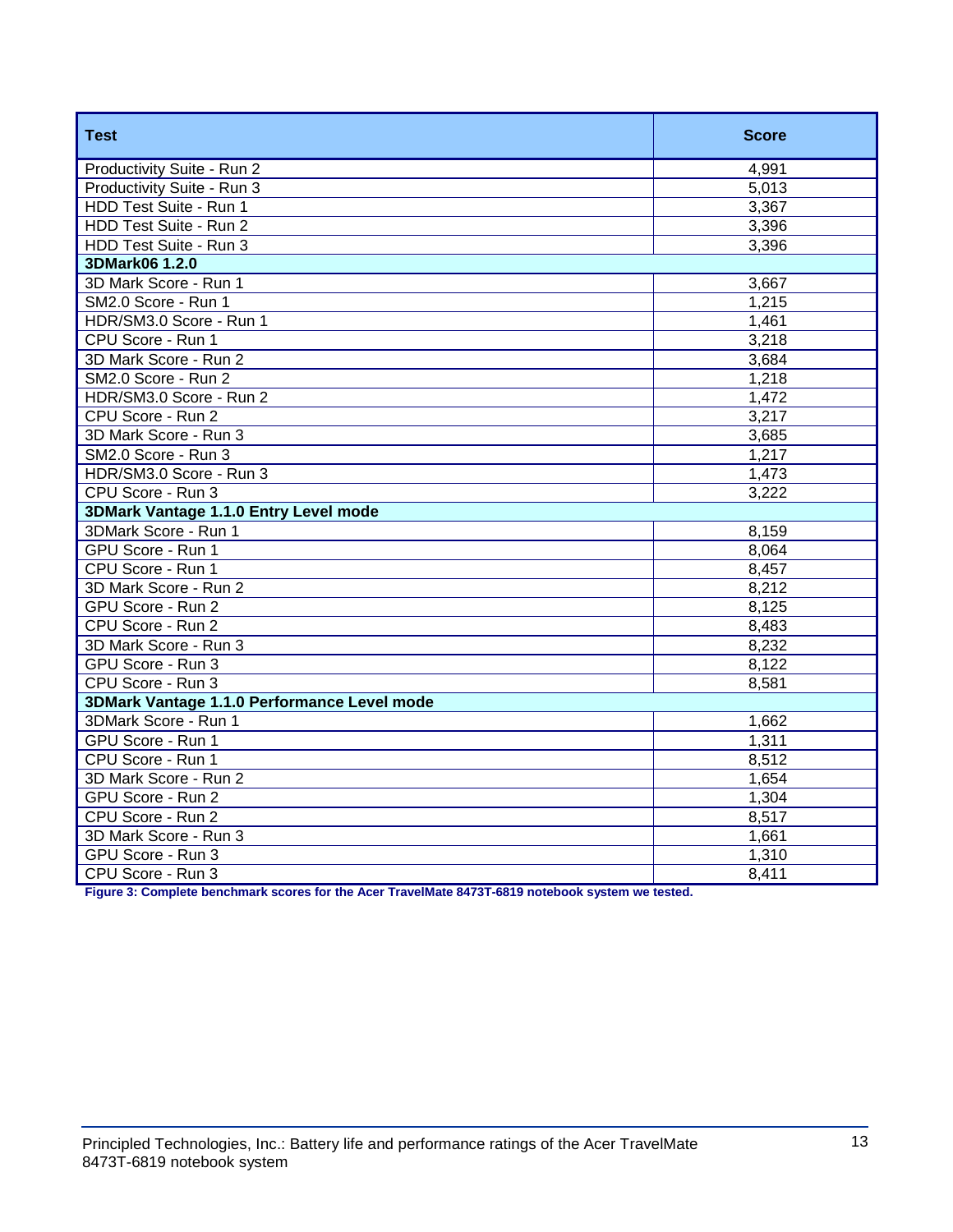| Test | Score |
| --- | --- |
| Productivity Suite - Run 2 | 4,991 |
| Productivity Suite - Run 3 | 5,013 |
| HDD Test Suite - Run 1 | 3,367 |
| HDD Test Suite - Run 2 | 3,396 |
| HDD Test Suite - Run 3 | 3,396 |
| **3DMark06 1.2.0** | |
| 3D Mark Score - Run 1 | 3,667 |
| SM2.0 Score - Run 1 | 1,215 |
| HDR/SM3.0 Score - Run 1 | 1,461 |
| CPU Score - Run 1 | 3,218 |
| 3D Mark Score - Run 2 | 3,684 |
| SM2.0 Score - Run 2 | 1,218 |
| HDR/SM3.0 Score - Run 2 | 1,472 |
| CPU Score - Run 2 | 3,217 |
| 3D Mark Score - Run 3 | 3,685 |
| SM2.0 Score - Run 3 | 1,217 |
| HDR/SM3.0 Score - Run 3 | 1,473 |
| CPU Score - Run 3 | 3,222 |
| **3DMark Vantage 1.1.0 Entry Level mode** | |
| 3DMark Score - Run 1 | 8,159 |
| GPU Score - Run 1 | 8,064 |
| CPU Score - Run 1 | 8,457 |
| 3D Mark Score - Run 2 | 8,212 |
| GPU Score - Run 2 | 8,125 |
| CPU Score - Run 2 | 8,483 |
| 3D Mark Score - Run 3 | 8,232 |
| GPU Score - Run 3 | 8,122 |
| CPU Score - Run 3 | 8,581 |
| **3DMark Vantage 1.1.0 Performance Level mode** | |
| 3DMark Score - Run 1 | 1,662 |
| GPU Score - Run 1 | 1,311 |
| CPU Score - Run 1 | 8,512 |
| 3D Mark Score - Run 2 | 1,654 |
| GPU Score - Run 2 | 1,304 |
| CPU Score - Run 2 | 8,517 |
| 3D Mark Score - Run 3 | 1,661 |
| GPU Score - Run 3 | 1,310 |
| CPU Score - Run 3 | 8,411 |

**Figure 3: Complete benchmark scores for the Acer TravelMate 8473T-6819 notebook system we tested.**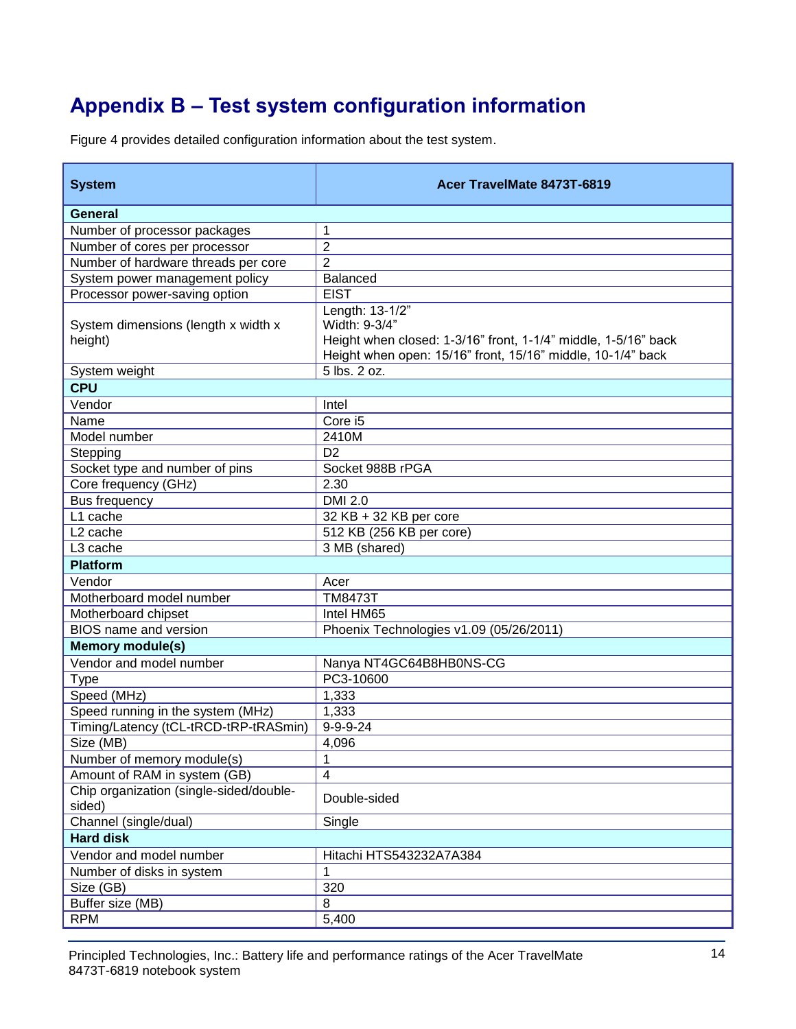# Appendix B – Test system configuration information

Figure 4 provides detailed configuration information about the test system.

| System | Acer TravelMate 8473T-6819 |
|---|---|
| **General** | |
| Number of processor packages | 1 |
| Number of cores per processor | 2 |
| Number of hardware threads per core | 2 |
| System power management policy | Balanced |
| Processor power-saving option | EIST |
| System dimensions (length x width x height) | Length: 13-1/2"<br>Width: 9-3/4"<br>Height when closed: 1-3/16" front, 1-1/4" middle, 1-5/16" back<br>Height when open: 15/16" front, 15/16" middle, 10-1/4" back |
| System weight | 5 lbs. 2 oz. |
| **CPU** | |
| Vendor | Intel |
| Name | Core i5 |
| Model number | 2410M |
| Stepping | D2 |
| Socket type and number of pins | Socket 988B rPGA |
| Core frequency (GHz) | 2.30 |
| Bus frequency | DMI 2.0 |
| L1 cache | 32 KB + 32 KB per core |
| L2 cache | 512 KB (256 KB per core) |
| L3 cache | 3 MB (shared) |
| **Platform** | |
| Vendor | Acer |
| Motherboard model number | TM8473T |
| Motherboard chipset | Intel HM65 |
| BIOS name and version | Phoenix Technologies v1.09 (05/26/2011) |
| **Memory module(s)** | |
| Vendor and model number | Nanya NT4GC64B8HB0NS-CG |
| Type | PC3-10600 |
| Speed (MHz) | 1,333 |
| Speed running in the system (MHz) | 1,333 |
| Timing/Latency (tCL-tRCD-tRP-tRASmin) | 9-9-9-24 |
| Size (MB) | 4,096 |
| Number of memory module(s) | 1 |
| Amount of RAM in system (GB) | 4 |
| Chip organization (single-sided/double-sided) | Double-sided |
| Channel (single/dual) | Single |
| **Hard disk** | |
| Vendor and model number | Hitachi HTS543232A7A384 |
| Number of disks in system | 1 |
| Size (GB) | 320 |
| Buffer size (MB) | 8 |
| RPM | 5,400 |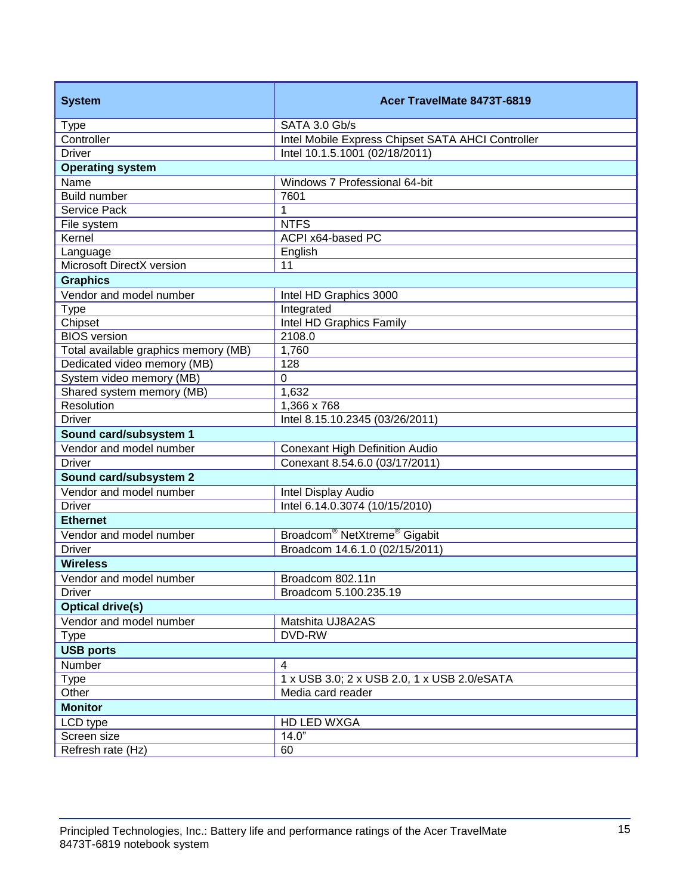| System | Acer TravelMate 8473T-6819 |
|---|---|
| Type | SATA 3.0 Gb/s |
| Controller | Intel Mobile Express Chipset SATA AHCI Controller |
| Driver | Intel 10.1.5.1001 (02/18/2011) |
| **Operating system** | |
| Name | Windows 7 Professional 64-bit |
| Build number | 7601 |
| Service Pack | 1 |
| File system | NTFS |
| Kernel | ACPI x64-based PC |
| Language | English |
| Microsoft DirectX version | 11 |
| **Graphics** | |
| Vendor and model number | Intel HD Graphics 3000 |
| Type | Integrated |
| Chipset | Intel HD Graphics Family |
| BIOS version | 2108.0 |
| Total available graphics memory (MB) | 1,760 |
| Dedicated video memory (MB) | 128 |
| System video memory (MB) | 0 |
| Shared system memory (MB) | 1,632 |
| Resolution | 1,366 x 768 |
| Driver | Intel 8.15.10.2345 (03/26/2011) |
| **Sound card/subsystem 1** | |
| Vendor and model number | Conexant High Definition Audio |
| Driver | Conexant 8.54.6.0 (03/17/2011) |
| **Sound card/subsystem 2** | |
| Vendor and model number | Intel Display Audio |
| Driver | Intel 6.14.0.3074 (10/15/2010) |
| **Ethernet** | |
| Vendor and model number | Broadcom® NetXtreme® Gigabit |
| Driver | Broadcom 14.6.1.0 (02/15/2011) |
| **Wireless** | |
| Vendor and model number | Broadcom 802.11n |
| Driver | Broadcom 5.100.235.19 |
| **Optical drive(s)** | |
| Vendor and model number | Matshita UJ8A2AS |
| Type | DVD-RW |
| **USB ports** | |
| Number | 4 |
| Type | 1 x USB 3.0; 2 x USB 2.0, 1 x USB 2.0/eSATA |
| Other | Media card reader |
| **Monitor** | |
| LCD type | HD LED WXGA |
| Screen size | 14.0" |
| Refresh rate (Hz) | 60 |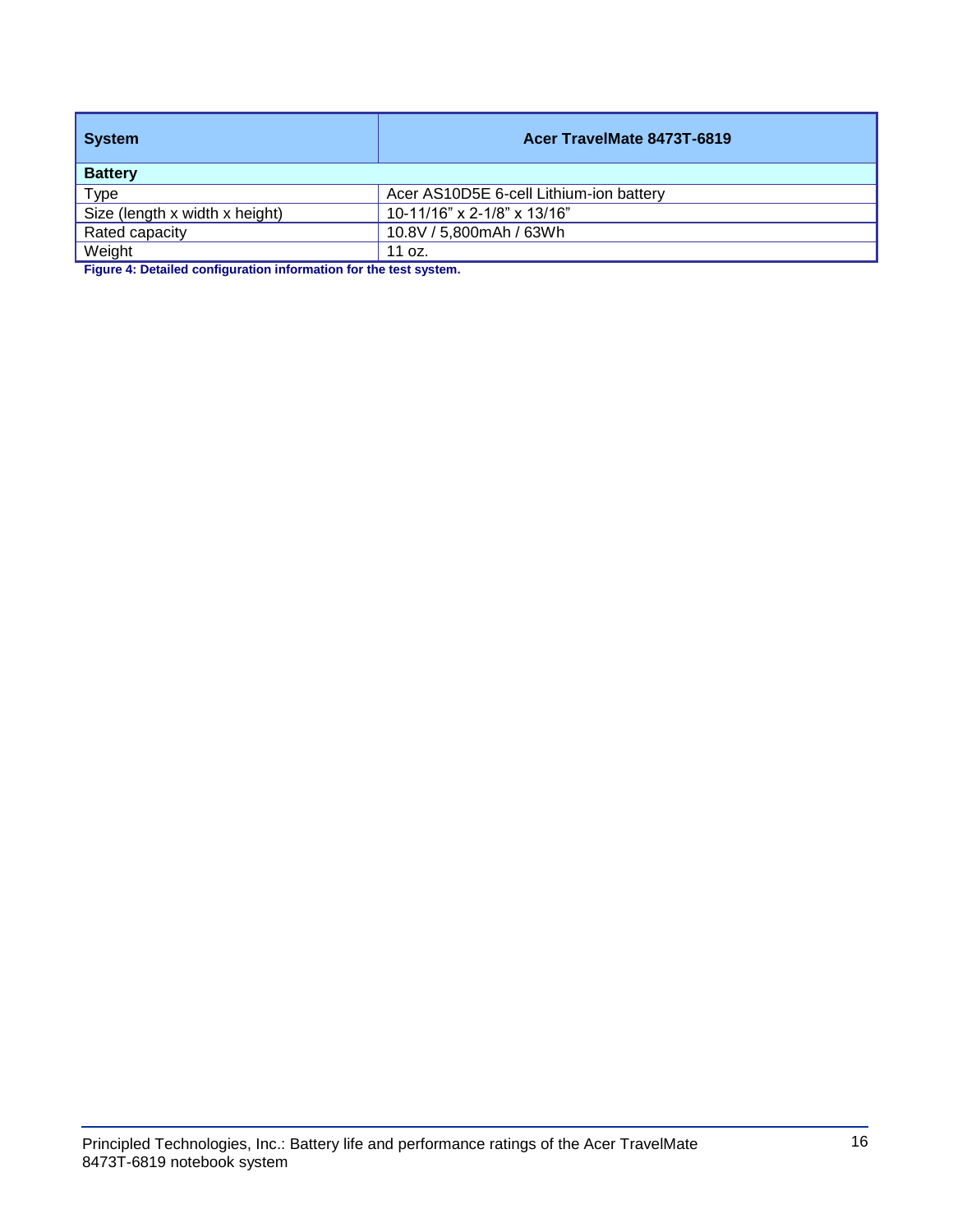| System | Acer TravelMate 8473T-6819 |
| --- | --- |
| **Battery** | |
| Type | Acer AS10D5E 6-cell Lithium-ion battery |
| Size (length x width x height) | 10-11/16” x 2-1/8” x 13/16” |
| Rated capacity | 10.8V / 5,800mAh / 63Wh |
| Weight | 11 oz. |

**Figure 4: Detailed configuration information for the test system.**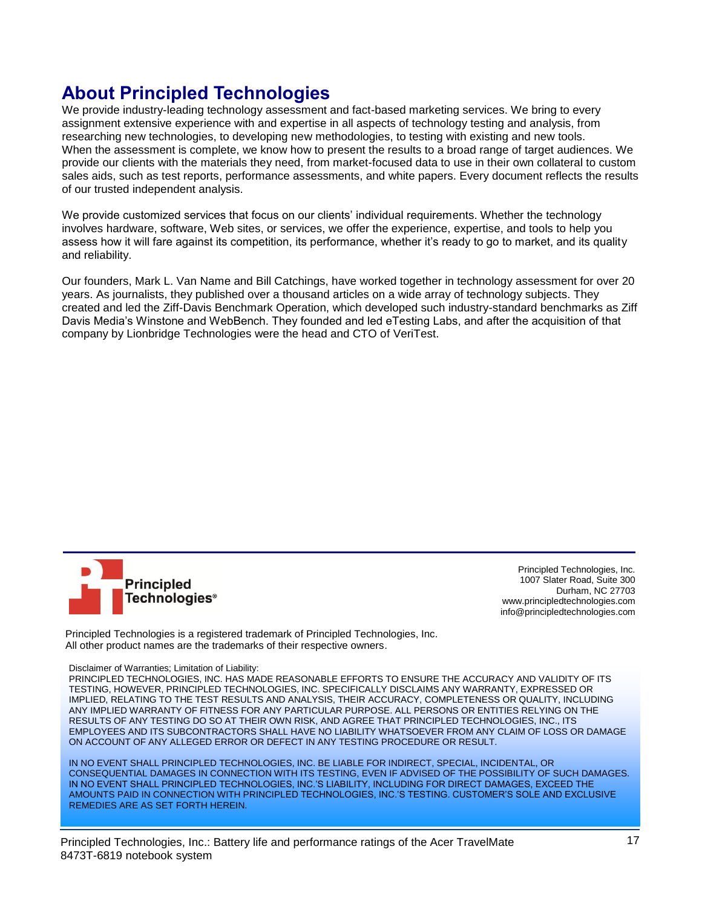## About Principled Technologies

We provide industry-leading technology assessment and fact-based marketing services. We bring to every assignment extensive experience with and expertise in all aspects of technology testing and analysis, from researching new technologies, to developing new methodologies, to testing with existing and new tools. When the assessment is complete, we know how to present the results to a broad range of target audiences. We provide our clients with the materials they need, from market-focused data to use in their own collateral to custom sales aids, such as test reports, performance assessments, and white papers. Every document reflects the results of our trusted independent analysis.

We provide customized services that focus on our clients' individual requirements. Whether the technology involves hardware, software, Web sites, or services, we offer the experience, expertise, and tools to help you assess how it will fare against its competition, its performance, whether it's ready to go to market, and its quality and reliability.

Our founders, Mark L. Van Name and Bill Catchings, have worked together in technology assessment for over 20 years. As journalists, they published over a thousand articles on a wide array of technology subjects. They created and led the Ziff-Davis Benchmark Operation, which developed such industry-standard benchmarks as Ziff Davis Media's Winstone and WebBench. They founded and led eTesting Labs, and after the acquisition of that company by Lionbridge Technologies were the head and CTO of VeriTest.

Principled Technologies®

Principled Technologies, Inc.
1007 Slater Road, Suite 300
Durham, NC 27703
www.principledtechnologies.com
info@principledtechnologies.com

Principled Technologies is a registered trademark of Principled Technologies, Inc.
All other product names are the trademarks of their respective owners.

Disclaimer of Warranties; Limitation of Liability:
PRINCIPLED TECHNOLOGIES, INC. HAS MADE REASONABLE EFFORTS TO ENSURE THE ACCURACY AND VALIDITY OF ITS TESTING, HOWEVER, PRINCIPLED TECHNOLOGIES, INC. SPECIFICALLY DISCLAIMS ANY WARRANTY, EXPRESSED OR IMPLIED, RELATING TO THE TEST RESULTS AND ANALYSIS, THEIR ACCURACY, COMPLETENESS OR QUALITY, INCLUDING ANY IMPLIED WARRANTY OF FITNESS FOR ANY PARTICULAR PURPOSE. ALL PERSONS OR ENTITIES RELYING ON THE RESULTS OF ANY TESTING DO SO AT THEIR OWN RISK, AND AGREE THAT PRINCIPLED TECHNOLOGIES, INC., ITS EMPLOYEES AND ITS SUBCONTRACTORS SHALL HAVE NO LIABILITY WHATSOEVER FROM ANY CLAIM OF LOSS OR DAMAGE ON ACCOUNT OF ANY ALLEGED ERROR OR DEFECT IN ANY TESTING PROCEDURE OR RESULT.

IN NO EVENT SHALL PRINCIPLED TECHNOLOGIES, INC. BE LIABLE FOR INDIRECT, SPECIAL, INCIDENTAL, OR CONSEQUENTIAL DAMAGES IN CONNECTION WITH ITS TESTING, EVEN IF ADVISED OF THE POSSIBILITY OF SUCH DAMAGES. IN NO EVENT SHALL PRINCIPLED TECHNOLOGIES, INC.'S LIABILITY, INCLUDING FOR DIRECT DAMAGES, EXCEED THE AMOUNTS PAID IN CONNECTION WITH PRINCIPLED TECHNOLOGIES, INC.'S TESTING. CUSTOMER'S SOLE AND EXCLUSIVE REMEDIES ARE AS SET FORTH HEREIN.